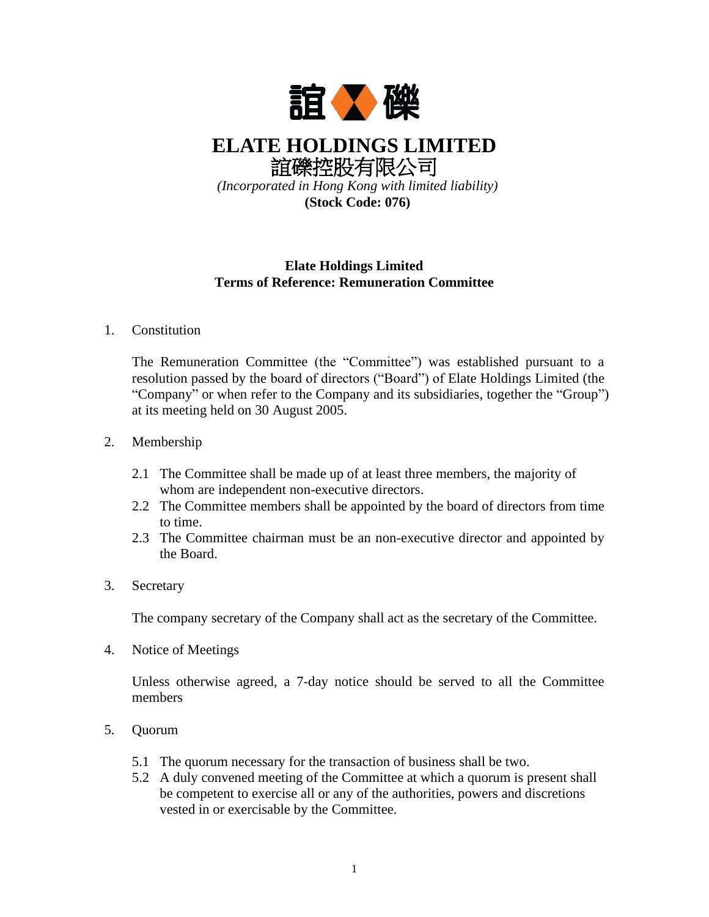誼 礫

# ELATE HOLDINGS LIMITED

誼礫控股有限公司

*(Incorporated in Hong Kong with limited liability)*

**(Stock Code: 076)**

**Elate Holdings Limited**
**Terms of Reference: Remuneration Committee**

1. Constitution

   The Remuneration Committee (the "Committee") was established pursuant to a resolution passed by the board of directors ("Board") of Elate Holdings Limited (the "Company" or when refer to the Company and its subsidiaries, together the "Group") at its meeting held on 30 August 2005.

2. Membership

   2.1 The Committee shall be made up of at least three members, the majority of whom are independent non-executive directors.
   2.2 The Committee members shall be appointed by the board of directors from time to time.
   2.3 The Committee chairman must be an non-executive director and appointed by the Board.

3. Secretary

   The company secretary of the Company shall act as the secretary of the Committee.

4. Notice of Meetings

   Unless otherwise agreed, a 7-day notice should be served to all the Committee members

5. Quorum

   5.1 The quorum necessary for the transaction of business shall be two.
   5.2 A duly convened meeting of the Committee at which a quorum is present shall be competent to exercise all or any of the authorities, powers and discretions vested in or exercisable by the Committee.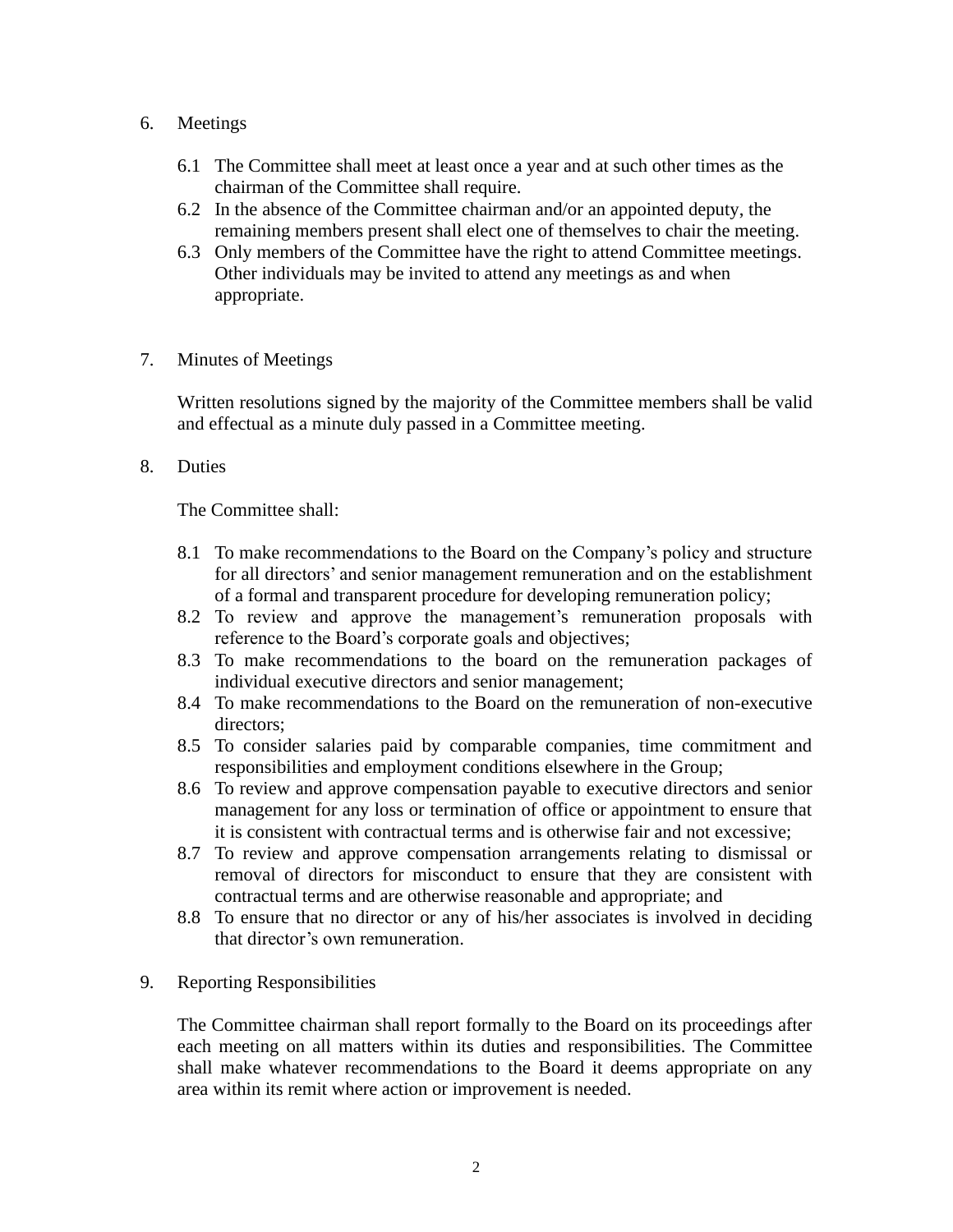6. Meetings

   6.1 The Committee shall meet at least once a year and at such other times as the chairman of the Committee shall require.
   6.2 In the absence of the Committee chairman and/or an appointed deputy, the remaining members present shall elect one of themselves to chair the meeting.
   6.3 Only members of the Committee have the right to attend Committee meetings. Other individuals may be invited to attend any meetings as and when appropriate.

7. Minutes of Meetings

   Written resolutions signed by the majority of the Committee members shall be valid and effectual as a minute duly passed in a Committee meeting.

8. Duties

   The Committee shall:

   8.1 To make recommendations to the Board on the Company's policy and structure for all directors' and senior management remuneration and on the establishment of a formal and transparent procedure for developing remuneration policy;
   8.2 To review and approve the management's remuneration proposals with reference to the Board's corporate goals and objectives;
   8.3 To make recommendations to the board on the remuneration packages of individual executive directors and senior management;
   8.4 To make recommendations to the Board on the remuneration of non-executive directors;
   8.5 To consider salaries paid by comparable companies, time commitment and responsibilities and employment conditions elsewhere in the Group;
   8.6 To review and approve compensation payable to executive directors and senior management for any loss or termination of office or appointment to ensure that it is consistent with contractual terms and is otherwise fair and not excessive;
   8.7 To review and approve compensation arrangements relating to dismissal or removal of directors for misconduct to ensure that they are consistent with contractual terms and are otherwise reasonable and appropriate; and
   8.8 To ensure that no director or any of his/her associates is involved in deciding that director's own remuneration.

9. Reporting Responsibilities

   The Committee chairman shall report formally to the Board on its proceedings after each meeting on all matters within its duties and responsibilities. The Committee shall make whatever recommendations to the Board it deems appropriate on any area within its remit where action or improvement is needed.